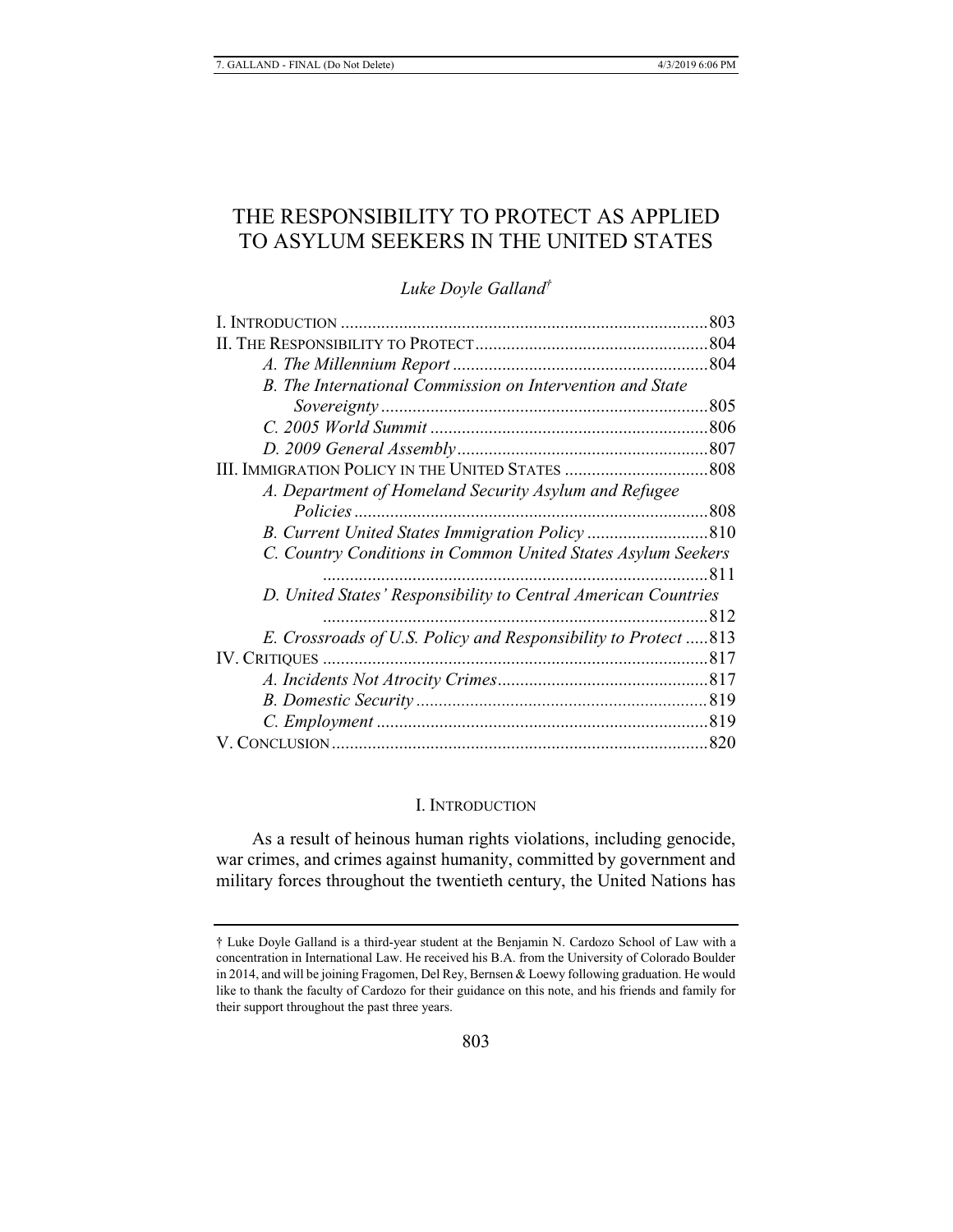# THE RESPONSIBILITY TO PROTECT AS APPLIED TO ASYLUM SEEKERS IN THE UNITED STATES

*Luke Doyle Galland*†

I. INTRODUCTION ....................................................................................803
II. THE RESPONSIBILITY TO PROTECT .....................................................804
*A. The Millennium Report* ..........................................................804
*B. The International Commission on Intervention and State Sovereignty* ..........................................................................805
*C. 2005 World Summit* ..............................................................806
*D. 2009 General Assembly* ..........................................................807
III. IMMIGRATION POLICY IN THE UNITED STATES ................................808
*A. Department of Homeland Security Asylum and Refugee Policies* .................................................................................808
*B. Current United States Immigration Policy* ............................810
*C. Country Conditions in Common United States Asylum Seekers* ......................................................................................811
*D. United States' Responsibility to Central American Countries* ......................................................................................812
*E. Crossroads of U.S. Policy and Responsibility to Protect* .....813
IV. CRITIQUES ......................................................................................817
*A. Incidents Not Atrocity Crimes* ...............................................817
*B. Domestic Security* .................................................................819
*C. Employment* ...........................................................................819
V. CONCLUSION ....................................................................................820

## I. INTRODUCTION

As a result of heinous human rights violations, including genocide, war crimes, and crimes against humanity, committed by government and military forces throughout the twentieth century, the United Nations has

---

† Luke Doyle Galland is a third-year student at the Benjamin N. Cardozo School of Law with a concentration in International Law. He received his B.A. from the University of Colorado Boulder in 2014, and will be joining Fragomen, Del Rey, Bernsen & Loewy following graduation. He would like to thank the faculty of Cardozo for their guidance on this note, and his friends and family for their support throughout the past three years.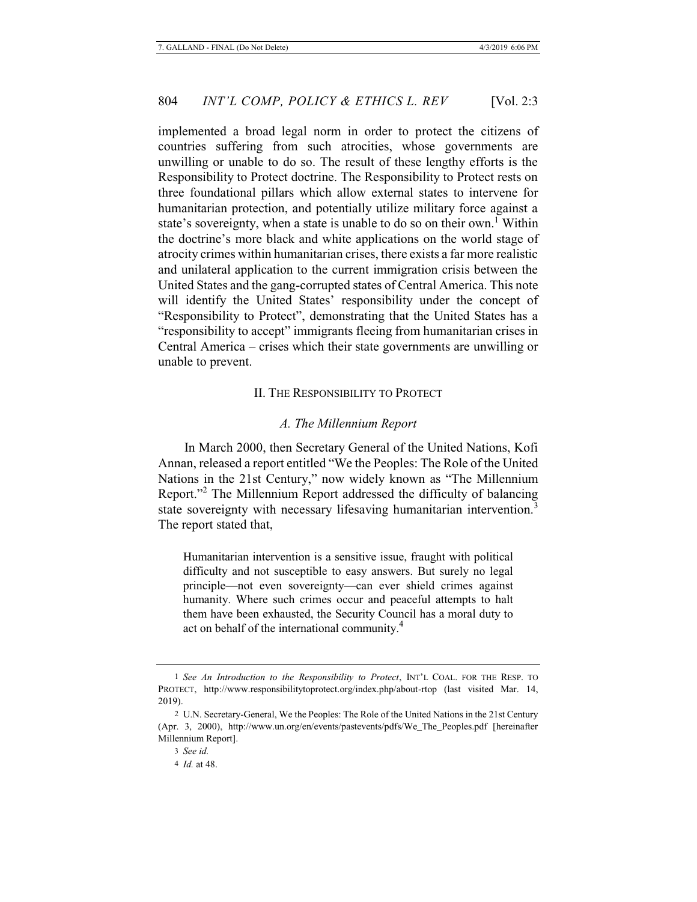implemented a broad legal norm in order to protect the citizens of countries suffering from such atrocities, whose governments are unwilling or unable to do so. The result of these lengthy efforts is the Responsibility to Protect doctrine. The Responsibility to Protect rests on three foundational pillars which allow external states to intervene for humanitarian protection, and potentially utilize military force against a state's sovereignty, when a state is unable to do so on their own.[1] Within the doctrine's more black and white applications on the world stage of atrocity crimes within humanitarian crises, there exists a far more realistic and unilateral application to the current immigration crisis between the United States and the gang-corrupted states of Central America. This note will identify the United States' responsibility under the concept of "Responsibility to Protect", demonstrating that the United States has a "responsibility to accept" immigrants fleeing from humanitarian crises in Central America – crises which their state governments are unwilling or unable to prevent.

## II. The Responsibility to Protect

### *A. The Millennium Report*

In March 2000, then Secretary General of the United Nations, Kofi Annan, released a report entitled "We the Peoples: The Role of the United Nations in the 21st Century," now widely known as "The Millennium Report."[2] The Millennium Report addressed the difficulty of balancing state sovereignty with necessary lifesaving humanitarian intervention.[3] The report stated that,

> Humanitarian intervention is a sensitive issue, fraught with political difficulty and not susceptible to easy answers. But surely no legal principle—not even sovereignty—can ever shield crimes against humanity. Where such crimes occur and peaceful attempts to halt them have been exhausted, the Security Council has a moral duty to act on behalf of the international community.[4]

---

1 *See An Introduction to the Responsibility to Protect*, INT'L COAL. FOR THE RESP. TO PROTECT, http://www.responsibilitytoprotect.org/index.php/about-rtop (last visited Mar. 14, 2019).

2 U.N. Secretary-General, We the Peoples: The Role of the United Nations in the 21st Century (Apr. 3, 2000), http://www.un.org/en/events/pastevents/pdfs/We_The_Peoples.pdf [hereinafter Millennium Report].

3 *See id.*

4 *Id.* at 48.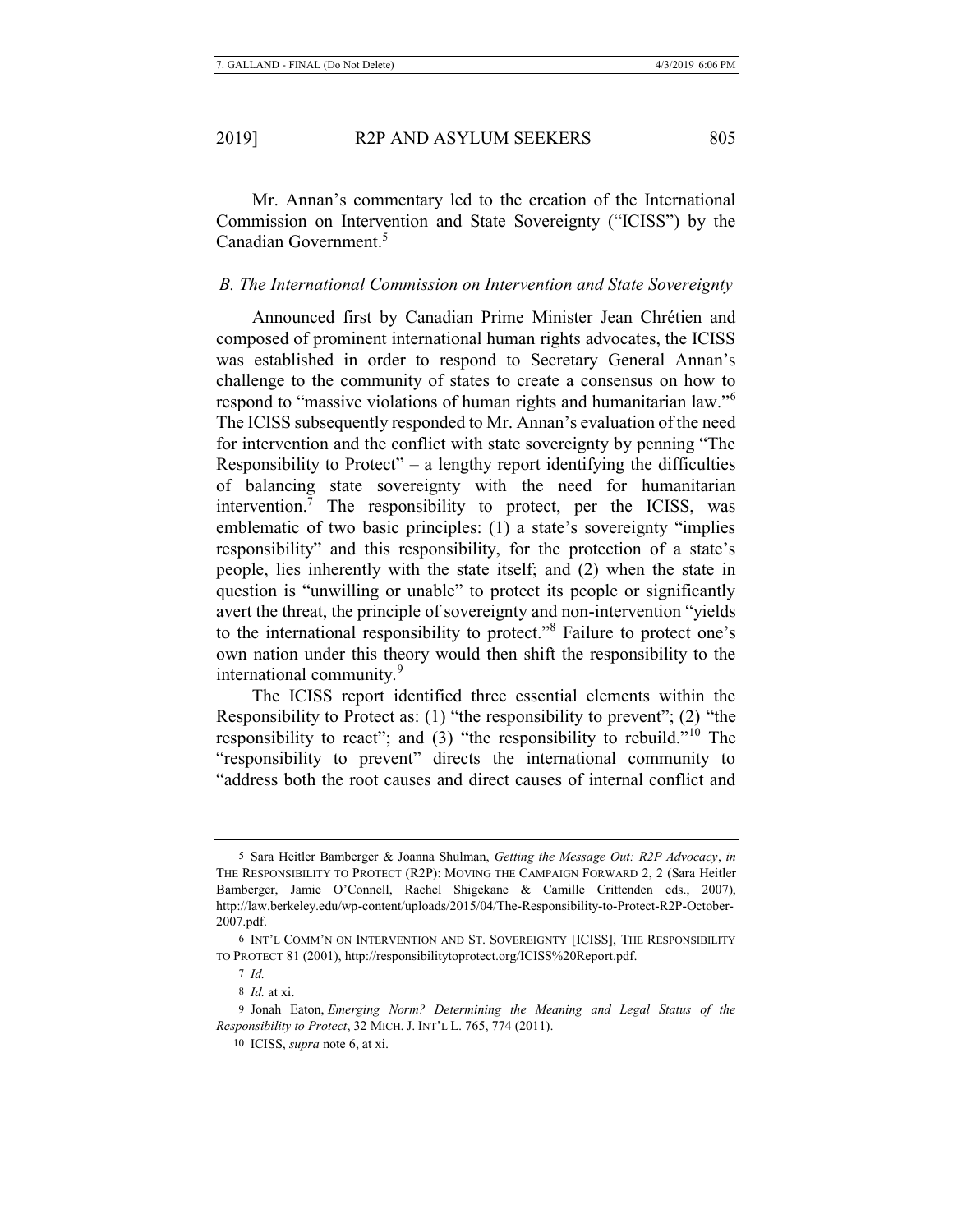Mr. Annan's commentary led to the creation of the International Commission on Intervention and State Sovereignty ("ICISS") by the Canadian Government.[5]

### *B. The International Commission on Intervention and State Sovereignty*

Announced first by Canadian Prime Minister Jean Chrétien and composed of prominent international human rights advocates, the ICISS was established in order to respond to Secretary General Annan's challenge to the community of states to create a consensus on how to respond to "massive violations of human rights and humanitarian law."[6] The ICISS subsequently responded to Mr. Annan's evaluation of the need for intervention and the conflict with state sovereignty by penning "The Responsibility to Protect" – a lengthy report identifying the difficulties of balancing state sovereignty with the need for humanitarian intervention.[7] The responsibility to protect, per the ICISS, was emblematic of two basic principles: (1) a state's sovereignty "implies responsibility" and this responsibility, for the protection of a state's people, lies inherently with the state itself; and (2) when the state in question is "unwilling or unable" to protect its people or significantly avert the threat, the principle of sovereignty and non-intervention "yields to the international responsibility to protect."[8] Failure to protect one's own nation under this theory would then shift the responsibility to the international community.[9]

The ICISS report identified three essential elements within the Responsibility to Protect as: (1) "the responsibility to prevent"; (2) "the responsibility to react"; and (3) "the responsibility to rebuild."[10] The "responsibility to prevent" directs the international community to "address both the root causes and direct causes of internal conflict and

---

5 Sara Heitler Bamberger & Joanna Shulman, *Getting the Message Out: R2P Advocacy*, *in* THE RESPONSIBILITY TO PROTECT (R2P): MOVING THE CAMPAIGN FORWARD 2, 2 (Sara Heitler Bamberger, Jamie O'Connell, Rachel Shigekane & Camille Crittenden eds., 2007), http://law.berkeley.edu/wp-content/uploads/2015/04/The-Responsibility-to-Protect-R2P-October-2007.pdf.

6 INT'L COMM'N ON INTERVENTION AND ST. SOVEREIGNTY [ICISS], THE RESPONSIBILITY TO PROTECT 81 (2001), http://responsibilitytoprotect.org/ICISS%20Report.pdf.

7 *Id.*

8 *Id.* at xi.

9 Jonah Eaton, *Emerging Norm? Determining the Meaning and Legal Status of the Responsibility to Protect*, 32 MICH. J. INT'L L. 765, 774 (2011).

10 ICISS, *supra* note 6, at xi.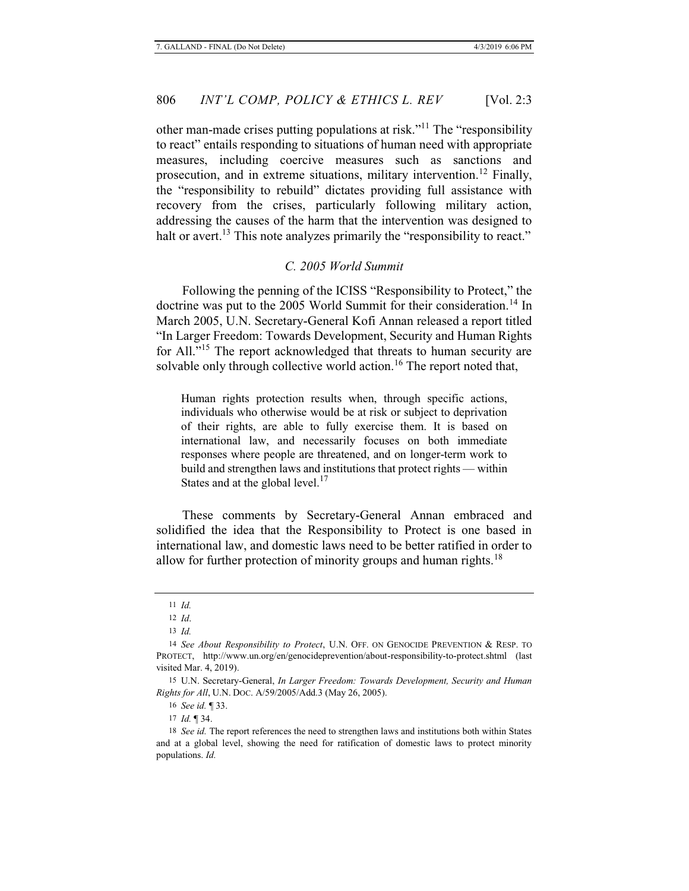other man-made crises putting populations at risk."[11] The "responsibility to react" entails responding to situations of human need with appropriate measures, including coercive measures such as sanctions and prosecution, and in extreme situations, military intervention.[12] Finally, the "responsibility to rebuild" dictates providing full assistance with recovery from the crises, particularly following military action, addressing the causes of the harm that the intervention was designed to halt or avert.[13] This note analyzes primarily the "responsibility to react."

### *C. 2005 World Summit*

Following the penning of the ICISS "Responsibility to Protect," the doctrine was put to the 2005 World Summit for their consideration.[14] In March 2005, U.N. Secretary-General Kofi Annan released a report titled "In Larger Freedom: Towards Development, Security and Human Rights for All."[15] The report acknowledged that threats to human security are solvable only through collective world action.[16] The report noted that,

> Human rights protection results when, through specific actions, individuals who otherwise would be at risk or subject to deprivation of their rights, are able to fully exercise them. It is based on international law, and necessarily focuses on both immediate responses where people are threatened, and on longer-term work to build and strengthen laws and institutions that protect rights — within States and at the global level.[17]

These comments by Secretary-General Annan embraced and solidified the idea that the Responsibility to Protect is one based in international law, and domestic laws need to be better ratified in order to allow for further protection of minority groups and human rights.[18]

---

11 *Id.*

12 *Id*.

13 *Id.*

14 *See About Responsibility to Protect*, U.N. OFF. ON GENOCIDE PREVENTION & RESP. TO PROTECT, http://www.un.org/en/genocideprevention/about-responsibility-to-protect.shtml (last visited Mar. 4, 2019).

15 U.N. Secretary-General, *In Larger Freedom: Towards Development, Security and Human Rights for All*, U.N. DOC. A/59/2005/Add.3 (May 26, 2005).

16 *See id.* ¶ 33.

17 *Id.* ¶ 34.

18 *See id.* The report references the need to strengthen laws and institutions both within States and at a global level, showing the need for ratification of domestic laws to protect minority populations. *Id.*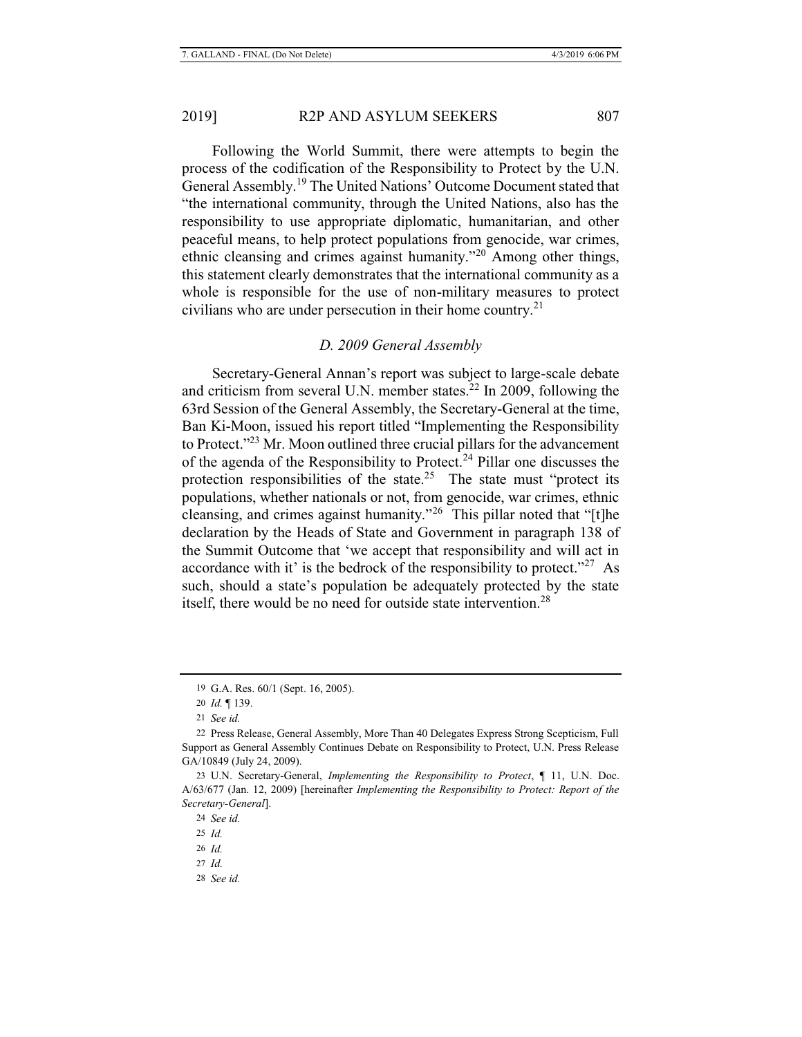Following the World Summit, there were attempts to begin the process of the codification of the Responsibility to Protect by the U.N. General Assembly.[19] The United Nations' Outcome Document stated that "the international community, through the United Nations, also has the responsibility to use appropriate diplomatic, humanitarian, and other peaceful means, to help protect populations from genocide, war crimes, ethnic cleansing and crimes against humanity."[20] Among other things, this statement clearly demonstrates that the international community as a whole is responsible for the use of non-military measures to protect civilians who are under persecution in their home country.[21]

### *D. 2009 General Assembly*

Secretary-General Annan's report was subject to large-scale debate and criticism from several U.N. member states.[22] In 2009, following the 63rd Session of the General Assembly, the Secretary-General at the time, Ban Ki-Moon, issued his report titled "Implementing the Responsibility to Protect."[23] Mr. Moon outlined three crucial pillars for the advancement of the agenda of the Responsibility to Protect.[24] Pillar one discusses the protection responsibilities of the state.[25] The state must "protect its populations, whether nationals or not, from genocide, war crimes, ethnic cleansing, and crimes against humanity."[26] This pillar noted that "[t]he declaration by the Heads of State and Government in paragraph 138 of the Summit Outcome that 'we accept that responsibility and will act in accordance with it' is the bedrock of the responsibility to protect."[27] As such, should a state's population be adequately protected by the state itself, there would be no need for outside state intervention.[28]

---

19 G.A. Res. 60/1 (Sept. 16, 2005).

20 *Id.* ¶ 139.

21 *See id.*

22 Press Release, General Assembly, More Than 40 Delegates Express Strong Scepticism, Full Support as General Assembly Continues Debate on Responsibility to Protect, U.N. Press Release GA/10849 (July 24, 2009).

23 U.N. Secretary-General, *Implementing the Responsibility to Protect*, ¶ 11, U.N. Doc. A/63/677 (Jan. 12, 2009) [hereinafter *Implementing the Responsibility to Protect: Report of the Secretary-General*].

24 *See id.*

25 *Id.*

26 *Id.*

27 *Id.*

28 *See id.*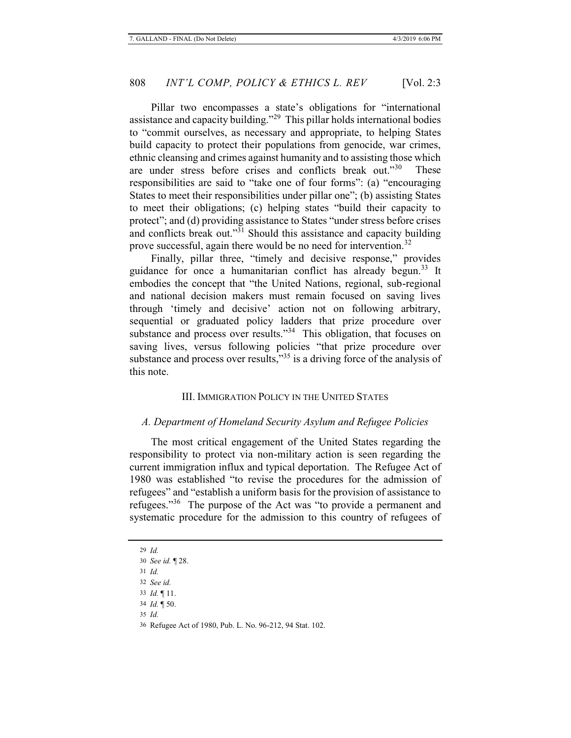Pillar two encompasses a state's obligations for "international assistance and capacity building."[29] This pillar holds international bodies to "commit ourselves, as necessary and appropriate, to helping States build capacity to protect their populations from genocide, war crimes, ethnic cleansing and crimes against humanity and to assisting those which are under stress before crises and conflicts break out."[30] These responsibilities are said to "take one of four forms": (a) "encouraging States to meet their responsibilities under pillar one"; (b) assisting States to meet their obligations; (c) helping states "build their capacity to protect"; and (d) providing assistance to States "under stress before crises and conflicts break out."[31] Should this assistance and capacity building prove successful, again there would be no need for intervention.[32]

Finally, pillar three, "timely and decisive response," provides guidance for once a humanitarian conflict has already begun.[33] It embodies the concept that "the United Nations, regional, sub-regional and national decision makers must remain focused on saving lives through 'timely and decisive' action not on following arbitrary, sequential or graduated policy ladders that prize procedure over substance and process over results."[34] This obligation, that focuses on saving lives, versus following policies "that prize procedure over substance and process over results,"[35] is a driving force of the analysis of this note.

## III. Immigration Policy in the United States

### *A. Department of Homeland Security Asylum and Refugee Policies*

The most critical engagement of the United States regarding the responsibility to protect via non-military action is seen regarding the current immigration influx and typical deportation. The Refugee Act of 1980 was established "to revise the procedures for the admission of refugees" and "establish a uniform basis for the provision of assistance to refugees."[36] The purpose of the Act was "to provide a permanent and systematic procedure for the admission to this country of refugees of

---

29 *Id.*

30 *See id.* ¶ 28.

31 *Id.*

32 *See id.*

33 *Id.* ¶ 11.

34 *Id.* ¶ 50.

35 *Id.*

36 Refugee Act of 1980, Pub. L. No. 96-212, 94 Stat. 102.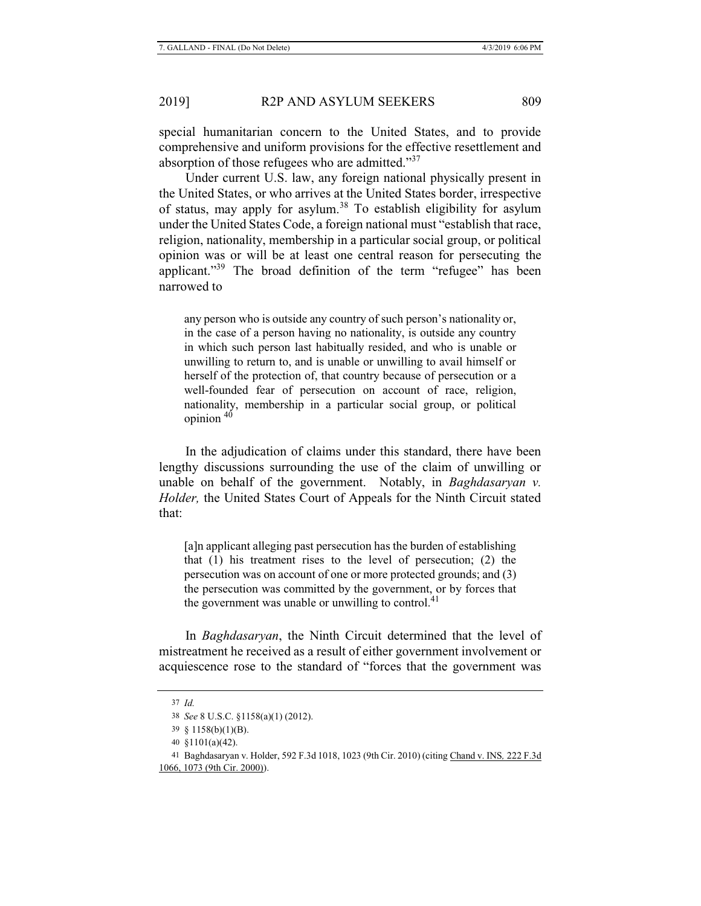special humanitarian concern to the United States, and to provide comprehensive and uniform provisions for the effective resettlement and absorption of those refugees who are admitted."[37]

Under current U.S. law, any foreign national physically present in the United States, or who arrives at the United States border, irrespective of status, may apply for asylum.[38] To establish eligibility for asylum under the United States Code, a foreign national must "establish that race, religion, nationality, membership in a particular social group, or political opinion was or will be at least one central reason for persecuting the applicant."[39] The broad definition of the term "refugee" has been narrowed to

> any person who is outside any country of such person's nationality or, in the case of a person having no nationality, is outside any country in which such person last habitually resided, and who is unable or unwilling to return to, and is unable or unwilling to avail himself or herself of the protection of, that country because of persecution or a well-founded fear of persecution on account of race, religion, nationality, membership in a particular social group, or political opinion [40]

In the adjudication of claims under this standard, there have been lengthy discussions surrounding the use of the claim of unwilling or unable on behalf of the government. Notably, in *Baghdasaryan v. Holder,* the United States Court of Appeals for the Ninth Circuit stated that:

> [a]n applicant alleging past persecution has the burden of establishing that (1) his treatment rises to the level of persecution; (2) the persecution was on account of one or more protected grounds; and (3) the persecution was committed by the government, or by forces that the government was unable or unwilling to control.[41]

In *Baghdasaryan*, the Ninth Circuit determined that the level of mistreatment he received as a result of either government involvement or acquiescence rose to the standard of "forces that the government was

---

37 *Id.*

38 *See* 8 U.S.C. §1158(a)(1) (2012).

39 § 1158(b)(1)(B).

40 §1101(a)(42).

41 Baghdasaryan v. Holder, 592 F.3d 1018, 1023 (9th Cir. 2010) (citing Chand v. INS, 222 F.3d 1066, 1073 (9th Cir. 2000)).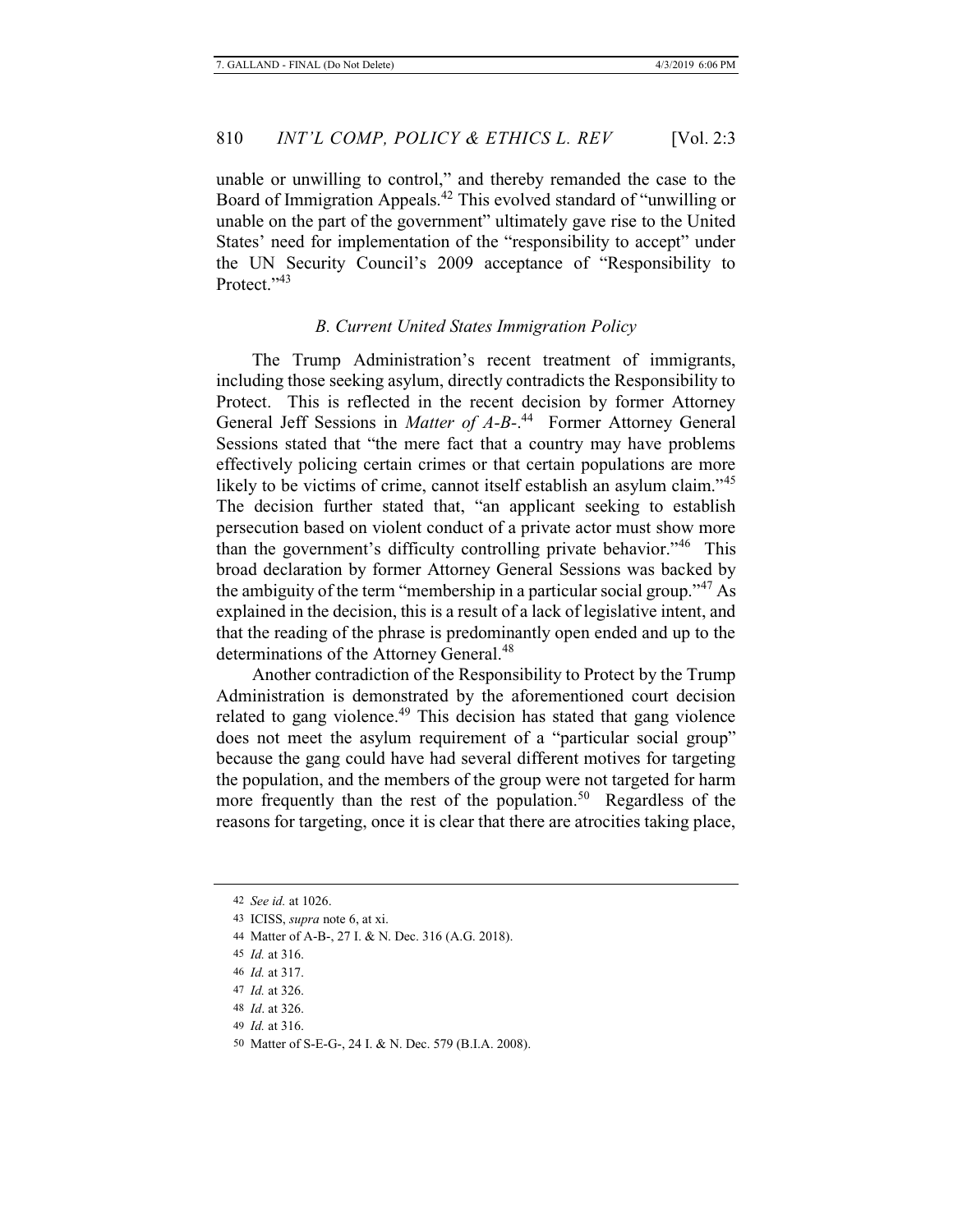unable or unwilling to control," and thereby remanded the case to the Board of Immigration Appeals.[42] This evolved standard of "unwilling or unable on the part of the government" ultimately gave rise to the United States' need for implementation of the "responsibility to accept" under the UN Security Council's 2009 acceptance of "Responsibility to Protect."[43]

### *B. Current United States Immigration Policy*

The Trump Administration's recent treatment of immigrants, including those seeking asylum, directly contradicts the Responsibility to Protect. This is reflected in the recent decision by former Attorney General Jeff Sessions in *Matter of A-B-*.[44] Former Attorney General Sessions stated that "the mere fact that a country may have problems effectively policing certain crimes or that certain populations are more likely to be victims of crime, cannot itself establish an asylum claim."[45] The decision further stated that, "an applicant seeking to establish persecution based on violent conduct of a private actor must show more than the government's difficulty controlling private behavior."[46] This broad declaration by former Attorney General Sessions was backed by the ambiguity of the term "membership in a particular social group."[47] As explained in the decision, this is a result of a lack of legislative intent, and that the reading of the phrase is predominantly open ended and up to the determinations of the Attorney General.[48]

Another contradiction of the Responsibility to Protect by the Trump Administration is demonstrated by the aforementioned court decision related to gang violence.[49] This decision has stated that gang violence does not meet the asylum requirement of a "particular social group" because the gang could have had several different motives for targeting the population, and the members of the group were not targeted for harm more frequently than the rest of the population.[50] Regardless of the reasons for targeting, once it is clear that there are atrocities taking place,

---

42 *See id.* at 1026.

43 ICISS, *supra* note 6, at xi.

44 Matter of A-B-, 27 I. & N. Dec. 316 (A.G. 2018).

45 *Id.* at 316.

46 *Id.* at 317.

47 *Id.* at 326.

48 *Id*. at 326.

49 *Id.* at 316.

50 Matter of S-E-G-, 24 I. & N. Dec. 579 (B.I.A. 2008).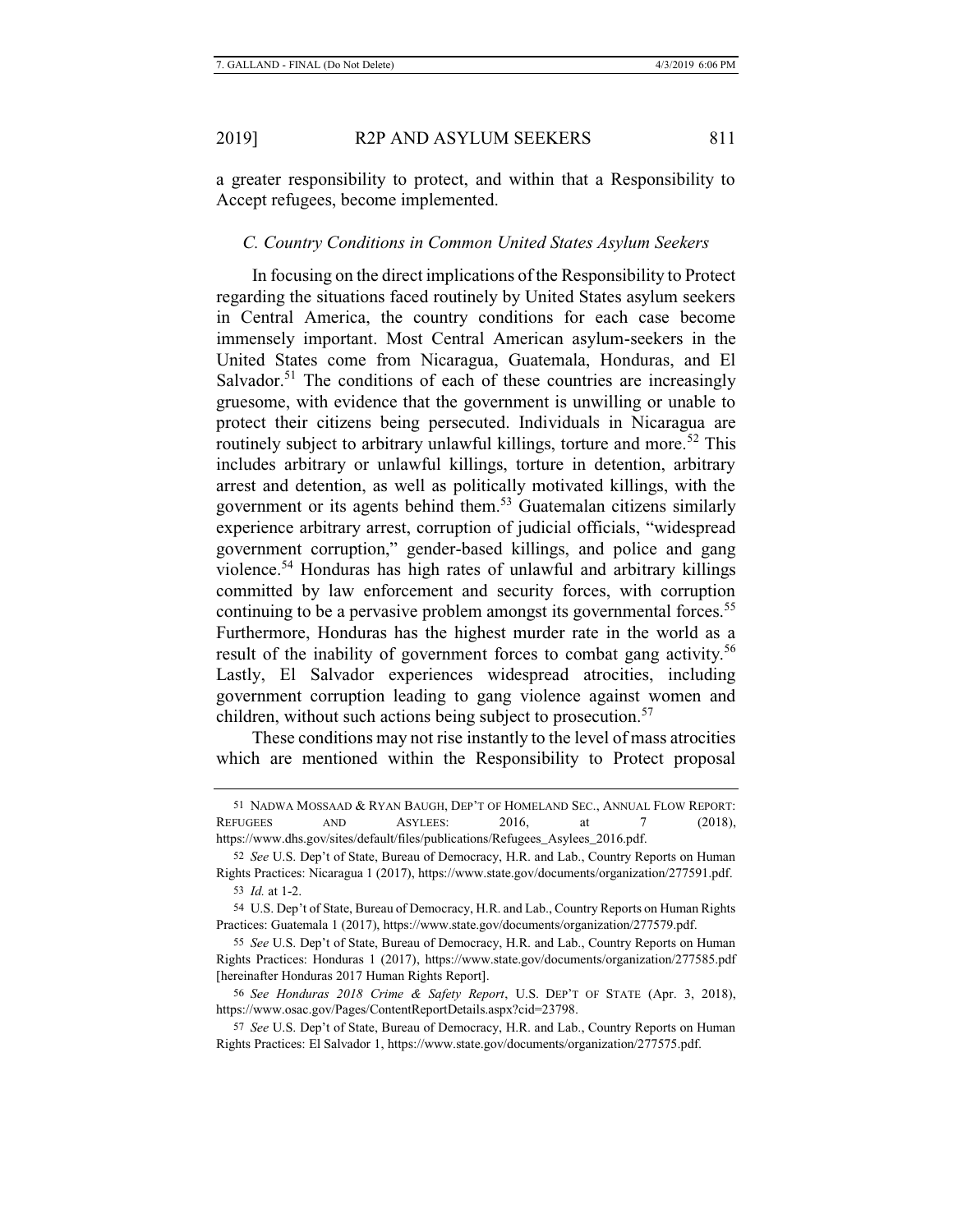a greater responsibility to protect, and within that a Responsibility to Accept refugees, become implemented.

### *C. Country Conditions in Common United States Asylum Seekers*

In focusing on the direct implications of the Responsibility to Protect regarding the situations faced routinely by United States asylum seekers in Central America, the country conditions for each case become immensely important. Most Central American asylum-seekers in the United States come from Nicaragua, Guatemala, Honduras, and El Salvador.[51] The conditions of each of these countries are increasingly gruesome, with evidence that the government is unwilling or unable to protect their citizens being persecuted. Individuals in Nicaragua are routinely subject to arbitrary unlawful killings, torture and more.[52] This includes arbitrary or unlawful killings, torture in detention, arbitrary arrest and detention, as well as politically motivated killings, with the government or its agents behind them.[53] Guatemalan citizens similarly experience arbitrary arrest, corruption of judicial officials, "widespread government corruption," gender-based killings, and police and gang violence.[54] Honduras has high rates of unlawful and arbitrary killings committed by law enforcement and security forces, with corruption continuing to be a pervasive problem amongst its governmental forces.[55] Furthermore, Honduras has the highest murder rate in the world as a result of the inability of government forces to combat gang activity.[56] Lastly, El Salvador experiences widespread atrocities, including government corruption leading to gang violence against women and children, without such actions being subject to prosecution.[57]

These conditions may not rise instantly to the level of mass atrocities which are mentioned within the Responsibility to Protect proposal

---

51 NADWA MOSSAAD & RYAN BAUGH, DEP'T OF HOMELAND SEC., ANNUAL FLOW REPORT: REFUGEES AND ASYLEES: 2016, at 7 (2018), https://www.dhs.gov/sites/default/files/publications/Refugees_Asylees_2016.pdf.

52 *See* U.S. Dep't of State, Bureau of Democracy, H.R. and Lab., Country Reports on Human Rights Practices: Nicaragua 1 (2017), https://www.state.gov/documents/organization/277591.pdf.

53 *Id.* at 1-2.

54 U.S. Dep't of State, Bureau of Democracy, H.R. and Lab., Country Reports on Human Rights Practices: Guatemala 1 (2017), https://www.state.gov/documents/organization/277579.pdf.

55 *See* U.S. Dep't of State, Bureau of Democracy, H.R. and Lab., Country Reports on Human Rights Practices: Honduras 1 (2017), https://www.state.gov/documents/organization/277585.pdf [hereinafter Honduras 2017 Human Rights Report].

56 *See Honduras 2018 Crime & Safety Report*, U.S. DEP'T OF STATE (Apr. 3, 2018), https://www.osac.gov/Pages/ContentReportDetails.aspx?cid=23798.

57 *See* U.S. Dep't of State, Bureau of Democracy, H.R. and Lab., Country Reports on Human Rights Practices: El Salvador 1, https://www.state.gov/documents/organization/277575.pdf.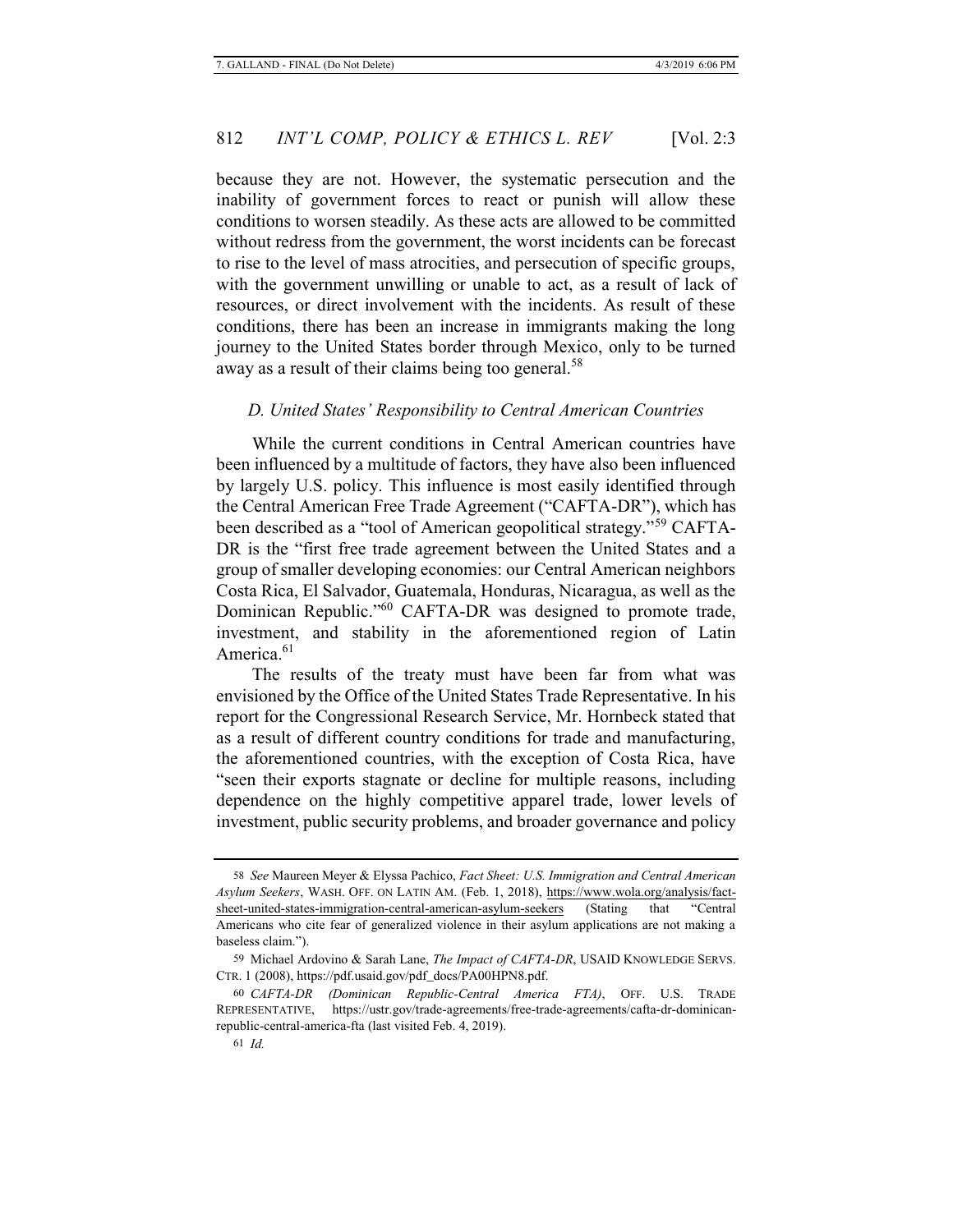because they are not. However, the systematic persecution and the inability of government forces to react or punish will allow these conditions to worsen steadily. As these acts are allowed to be committed without redress from the government, the worst incidents can be forecast to rise to the level of mass atrocities, and persecution of specific groups, with the government unwilling or unable to act, as a result of lack of resources, or direct involvement with the incidents. As result of these conditions, there has been an increase in immigrants making the long journey to the United States border through Mexico, only to be turned away as a result of their claims being too general.[58]

### *D. United States' Responsibility to Central American Countries*

While the current conditions in Central American countries have been influenced by a multitude of factors, they have also been influenced by largely U.S. policy. This influence is most easily identified through the Central American Free Trade Agreement ("CAFTA-DR"), which has been described as a "tool of American geopolitical strategy."[59] CAFTA-DR is the "first free trade agreement between the United States and a group of smaller developing economies: our Central American neighbors Costa Rica, El Salvador, Guatemala, Honduras, Nicaragua, as well as the Dominican Republic."[60] CAFTA-DR was designed to promote trade, investment, and stability in the aforementioned region of Latin America.[61]

The results of the treaty must have been far from what was envisioned by the Office of the United States Trade Representative. In his report for the Congressional Research Service, Mr. Hornbeck stated that as a result of different country conditions for trade and manufacturing, the aforementioned countries, with the exception of Costa Rica, have "seen their exports stagnate or decline for multiple reasons, including dependence on the highly competitive apparel trade, lower levels of investment, public security problems, and broader governance and policy

---

58 *See* Maureen Meyer & Elyssa Pachico, *Fact Sheet: U.S. Immigration and Central American Asylum Seekers*, WASH. OFF. ON LATIN AM. (Feb. 1, 2018), https://www.wola.org/analysis/fact-sheet-united-states-immigration-central-american-asylum-seekers (Stating that "Central Americans who cite fear of generalized violence in their asylum applications are not making a baseless claim.").

59 Michael Ardovino & Sarah Lane, *The Impact of CAFTA-DR*, USAID KNOWLEDGE SERVS. CTR. 1 (2008), https://pdf.usaid.gov/pdf_docs/PA00HPN8.pdf.

60 *CAFTA-DR (Dominican Republic-Central America FTA)*, OFF. U.S. TRADE REPRESENTATIVE, https://ustr.gov/trade-agreements/free-trade-agreements/cafta-dr-dominican-republic-central-america-fta (last visited Feb. 4, 2019).

61 *Id.*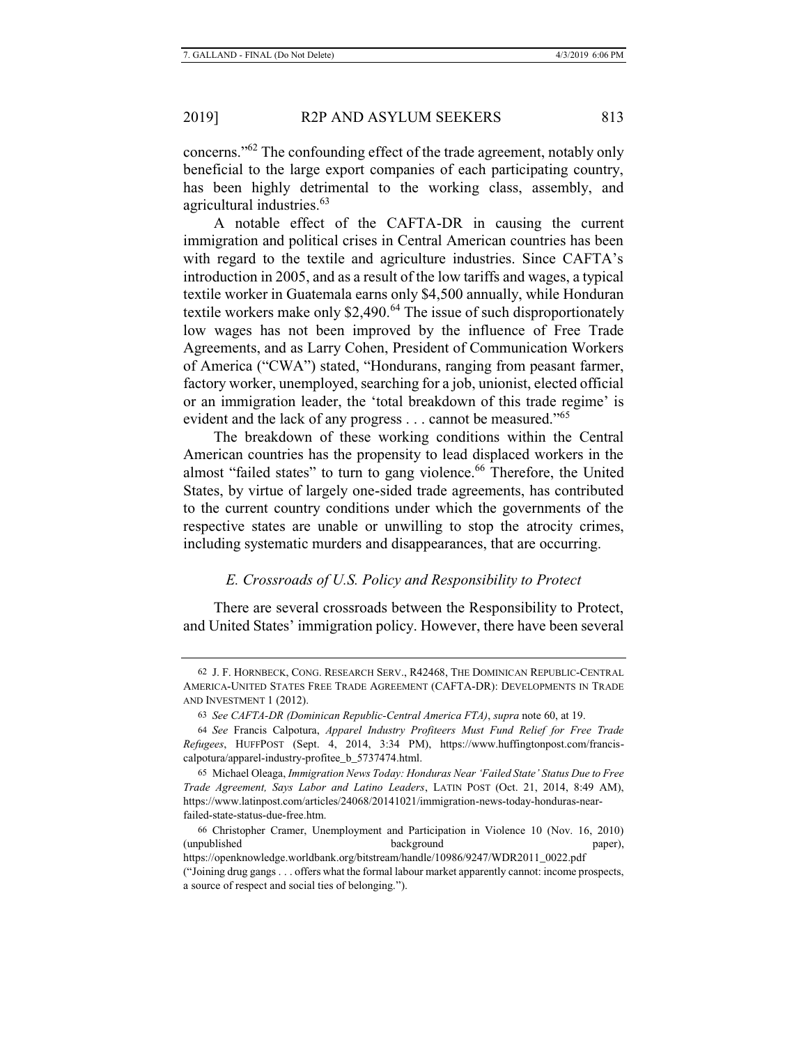concerns."[62] The confounding effect of the trade agreement, notably only beneficial to the large export companies of each participating country, has been highly detrimental to the working class, assembly, and agricultural industries.[63]

A notable effect of the CAFTA-DR in causing the current immigration and political crises in Central American countries has been with regard to the textile and agriculture industries. Since CAFTA's introduction in 2005, and as a result of the low tariffs and wages, a typical textile worker in Guatemala earns only $4,500 annually, while Honduran textile workers make only $2,490.[64] The issue of such disproportionately low wages has not been improved by the influence of Free Trade Agreements, and as Larry Cohen, President of Communication Workers of America ("CWA") stated, "Hondurans, ranging from peasant farmer, factory worker, unemployed, searching for a job, unionist, elected official or an immigration leader, the 'total breakdown of this trade regime' is evident and the lack of any progress . . . cannot be measured."[65]

The breakdown of these working conditions within the Central American countries has the propensity to lead displaced workers in the almost "failed states" to turn to gang violence.[66] Therefore, the United States, by virtue of largely one-sided trade agreements, has contributed to the current country conditions under which the governments of the respective states are unable or unwilling to stop the atrocity crimes, including systematic murders and disappearances, that are occurring.

### *E. Crossroads of U.S. Policy and Responsibility to Protect*

There are several crossroads between the Responsibility to Protect, and United States' immigration policy. However, there have been several

---

62 J. F. HORNBECK, CONG. RESEARCH SERV., R42468, THE DOMINICAN REPUBLIC-CENTRAL AMERICA-UNITED STATES FREE TRADE AGREEMENT (CAFTA-DR): DEVELOPMENTS IN TRADE AND INVESTMENT 1 (2012).

63 *See CAFTA-DR (Dominican Republic-Central America FTA)*, *supra* note 60, at 19.

64 *See* Francis Calpotura, *Apparel Industry Profiteers Must Fund Relief for Free Trade Refugees*, HUFFPOST (Sept. 4, 2014, 3:34 PM), https://www.huffingtonpost.com/francis-calpotura/apparel-industry-profitee_b_5737474.html.

65 Michael Oleaga, *Immigration News Today: Honduras Near 'Failed State' Status Due to Free Trade Agreement, Says Labor and Latino Leaders*, LATIN POST (Oct. 21, 2014, 8:49 AM), https://www.latinpost.com/articles/24068/20141021/immigration-news-today-honduras-near-failed-state-status-due-free.htm.

66 Christopher Cramer, Unemployment and Participation in Violence 10 (Nov. 16, 2010) (unpublished background paper), https://openknowledge.worldbank.org/bitstream/handle/10986/9247/WDR2011_0022.pdf ("Joining drug gangs . . . offers what the formal labour market apparently cannot: income prospects, a source of respect and social ties of belonging.").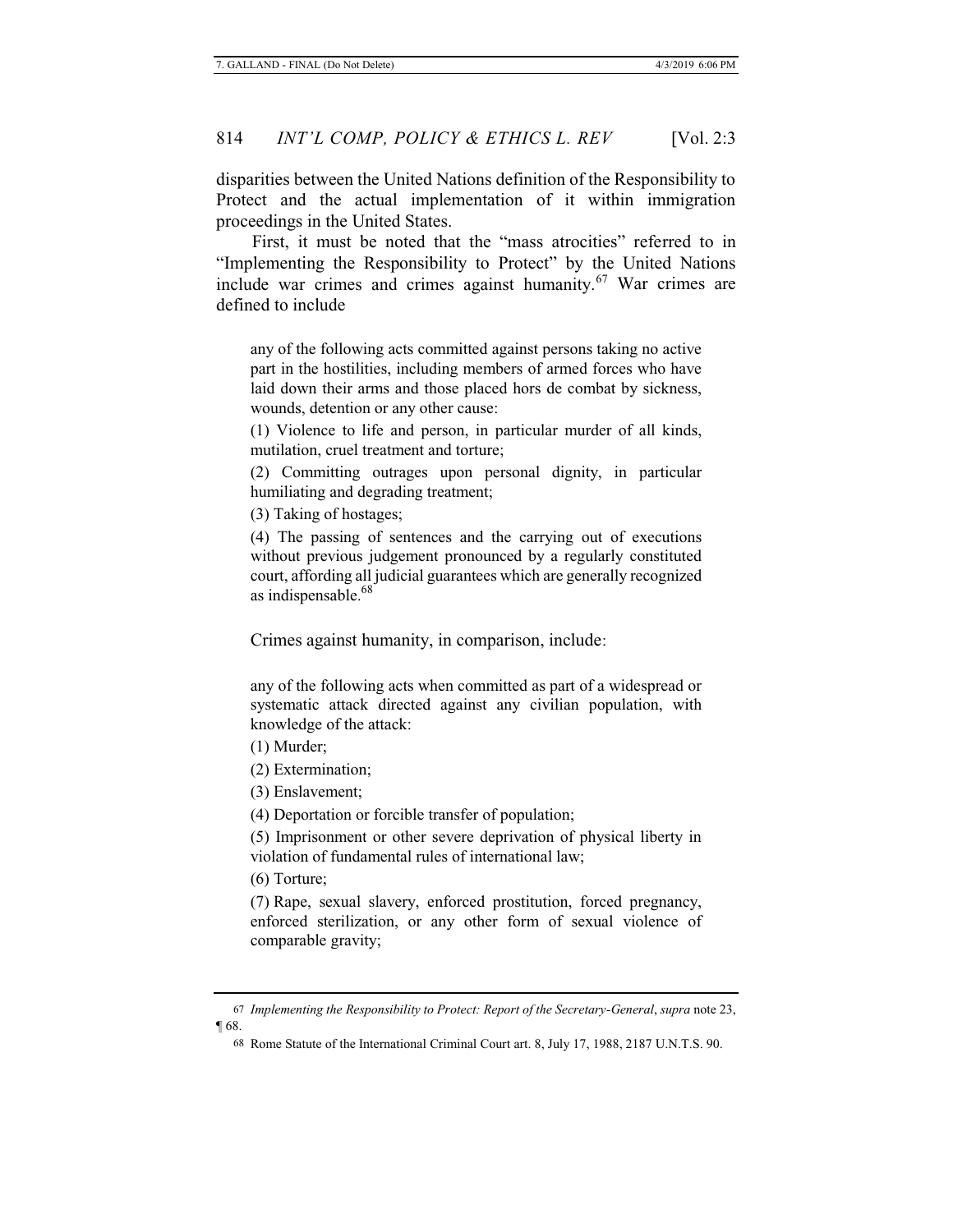disparities between the United Nations definition of the Responsibility to Protect and the actual implementation of it within immigration proceedings in the United States.

First, it must be noted that the "mass atrocities" referred to in "Implementing the Responsibility to Protect" by the United Nations include war crimes and crimes against humanity.[67] War crimes are defined to include

> any of the following acts committed against persons taking no active part in the hostilities, including members of armed forces who have laid down their arms and those placed hors de combat by sickness, wounds, detention or any other cause:
>
> (1) Violence to life and person, in particular murder of all kinds, mutilation, cruel treatment and torture;
>
> (2) Committing outrages upon personal dignity, in particular humiliating and degrading treatment;
>
> (3) Taking of hostages;
>
> (4) The passing of sentences and the carrying out of executions without previous judgement pronounced by a regularly constituted court, affording all judicial guarantees which are generally recognized as indispensable.[68]

Crimes against humanity, in comparison, include:

> any of the following acts when committed as part of a widespread or systematic attack directed against any civilian population, with knowledge of the attack:
>
> (1) Murder;
>
> (2) Extermination;
>
> (3) Enslavement;
>
> (4) Deportation or forcible transfer of population;
>
> (5) Imprisonment or other severe deprivation of physical liberty in violation of fundamental rules of international law;
>
> (6) Torture;
>
> (7) Rape, sexual slavery, enforced prostitution, forced pregnancy, enforced sterilization, or any other form of sexual violence of comparable gravity;

---

67 *Implementing the Responsibility to Protect: Report of the Secretary-General*, *supra* note 23, ¶ 68.

68 Rome Statute of the International Criminal Court art. 8, July 17, 1988, 2187 U.N.T.S. 90.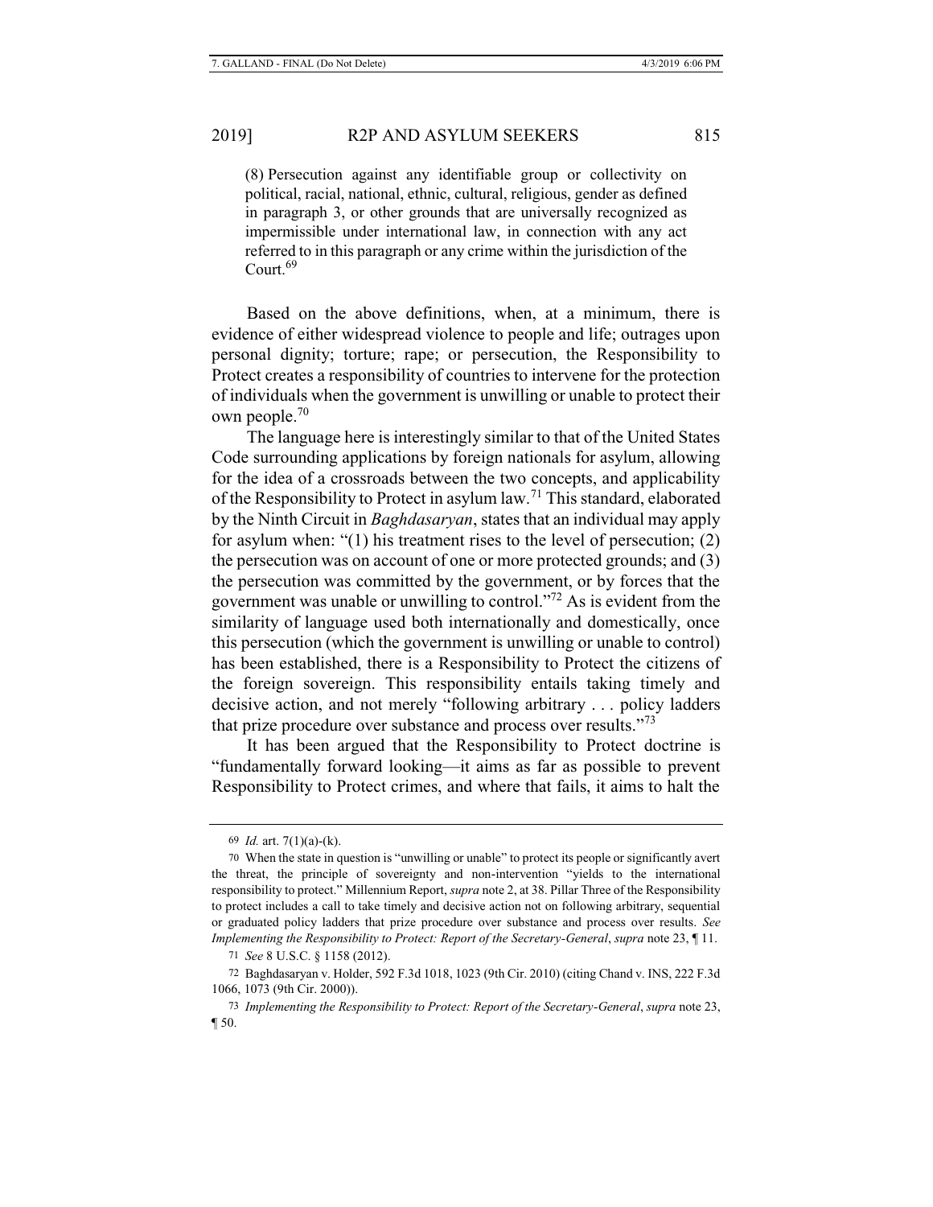(8) Persecution against any identifiable group or collectivity on political, racial, national, ethnic, cultural, religious, gender as defined in paragraph 3, or other grounds that are universally recognized as impermissible under international law, in connection with any act referred to in this paragraph or any crime within the jurisdiction of the Court.[69]

Based on the above definitions, when, at a minimum, there is evidence of either widespread violence to people and life; outrages upon personal dignity; torture; rape; or persecution, the Responsibility to Protect creates a responsibility of countries to intervene for the protection of individuals when the government is unwilling or unable to protect their own people.[70]

The language here is interestingly similar to that of the United States Code surrounding applications by foreign nationals for asylum, allowing for the idea of a crossroads between the two concepts, and applicability of the Responsibility to Protect in asylum law.[71] This standard, elaborated by the Ninth Circuit in *Baghdasaryan*, states that an individual may apply for asylum when: "(1) his treatment rises to the level of persecution; (2) the persecution was on account of one or more protected grounds; and (3) the persecution was committed by the government, or by forces that the government was unable or unwilling to control."[72] As is evident from the similarity of language used both internationally and domestically, once this persecution (which the government is unwilling or unable to control) has been established, there is a Responsibility to Protect the citizens of the foreign sovereign. This responsibility entails taking timely and decisive action, and not merely "following arbitrary . . . policy ladders that prize procedure over substance and process over results."[73]

It has been argued that the Responsibility to Protect doctrine is "fundamentally forward looking—it aims as far as possible to prevent Responsibility to Protect crimes, and where that fails, it aims to halt the

---

69 *Id.* art. 7(1)(a)-(k).

70 When the state in question is "unwilling or unable" to protect its people or significantly avert the threat, the principle of sovereignty and non-intervention "yields to the international responsibility to protect." Millennium Report, *supra* note 2, at 38. Pillar Three of the Responsibility to protect includes a call to take timely and decisive action not on following arbitrary, sequential or graduated policy ladders that prize procedure over substance and process over results. *See Implementing the Responsibility to Protect: Report of the Secretary-General*, *supra* note 23, ¶ 11.

71 *See* 8 U.S.C. § 1158 (2012).

72 Baghdasaryan v. Holder, 592 F.3d 1018, 1023 (9th Cir. 2010) (citing Chand v. INS, 222 F.3d 1066, 1073 (9th Cir. 2000)).

73 *Implementing the Responsibility to Protect: Report of the Secretary-General*, *supra* note 23, ¶ 50.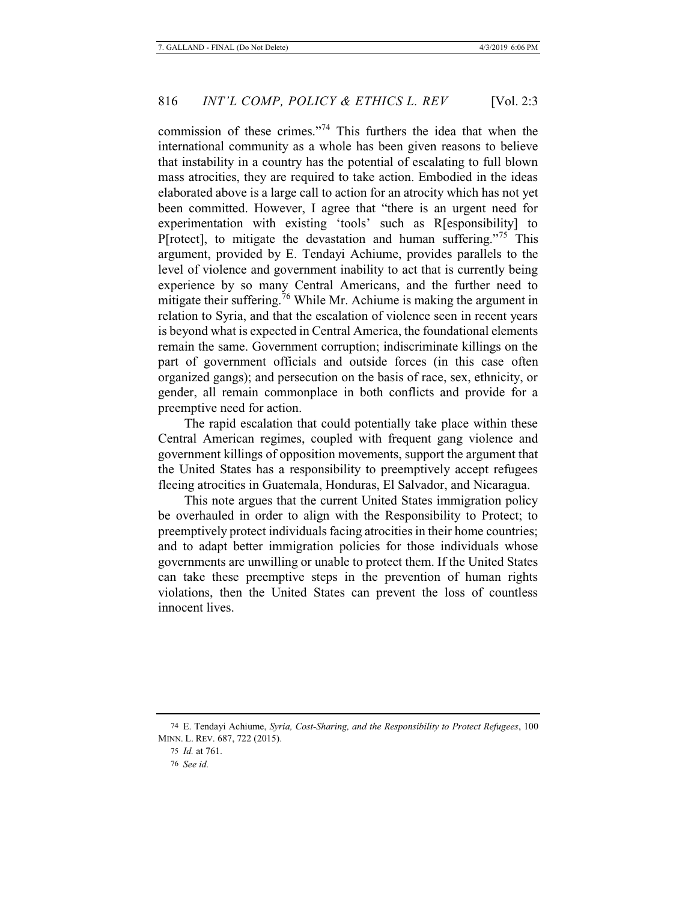commission of these crimes."[74] This furthers the idea that when the international community as a whole has been given reasons to believe that instability in a country has the potential of escalating to full blown mass atrocities, they are required to take action. Embodied in the ideas elaborated above is a large call to action for an atrocity which has not yet been committed. However, I agree that "there is an urgent need for experimentation with existing 'tools' such as R[esponsibility] to P[rotect], to mitigate the devastation and human suffering."[75] This argument, provided by E. Tendayi Achiume, provides parallels to the level of violence and government inability to act that is currently being experience by so many Central Americans, and the further need to mitigate their suffering.[76] While Mr. Achiume is making the argument in relation to Syria, and that the escalation of violence seen in recent years is beyond what is expected in Central America, the foundational elements remain the same. Government corruption; indiscriminate killings on the part of government officials and outside forces (in this case often organized gangs); and persecution on the basis of race, sex, ethnicity, or gender, all remain commonplace in both conflicts and provide for a preemptive need for action.

The rapid escalation that could potentially take place within these Central American regimes, coupled with frequent gang violence and government killings of opposition movements, support the argument that the United States has a responsibility to preemptively accept refugees fleeing atrocities in Guatemala, Honduras, El Salvador, and Nicaragua.

This note argues that the current United States immigration policy be overhauled in order to align with the Responsibility to Protect; to preemptively protect individuals facing atrocities in their home countries; and to adapt better immigration policies for those individuals whose governments are unwilling or unable to protect them. If the United States can take these preemptive steps in the prevention of human rights violations, then the United States can prevent the loss of countless innocent lives.

---

[74] E. Tendayi Achiume, *Syria, Cost-Sharing, and the Responsibility to Protect Refugees*, 100 MINN. L. REV. 687, 722 (2015).

[75] *Id.* at 761.

[76] *See id.*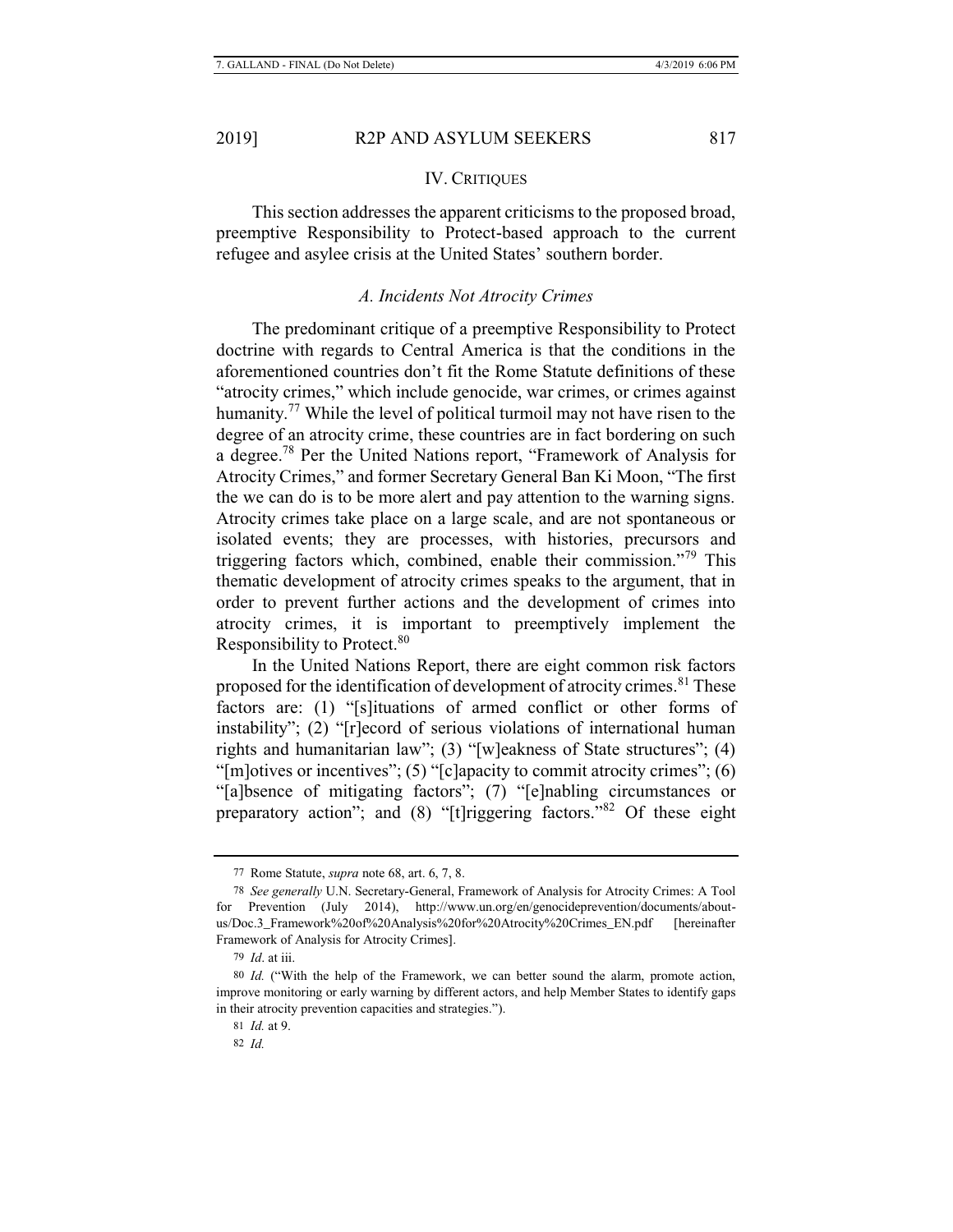## IV. CRITIQUES

This section addresses the apparent criticisms to the proposed broad, preemptive Responsibility to Protect-based approach to the current refugee and asylee crisis at the United States' southern border.

### *A. Incidents Not Atrocity Crimes*

The predominant critique of a preemptive Responsibility to Protect doctrine with regards to Central America is that the conditions in the aforementioned countries don't fit the Rome Statute definitions of these "atrocity crimes," which include genocide, war crimes, or crimes against humanity.[77] While the level of political turmoil may not have risen to the degree of an atrocity crime, these countries are in fact bordering on such a degree.[78] Per the United Nations report, "Framework of Analysis for Atrocity Crimes," and former Secretary General Ban Ki Moon, "The first the we can do is to be more alert and pay attention to the warning signs. Atrocity crimes take place on a large scale, and are not spontaneous or isolated events; they are processes, with histories, precursors and triggering factors which, combined, enable their commission."[79] This thematic development of atrocity crimes speaks to the argument, that in order to prevent further actions and the development of crimes into atrocity crimes, it is important to preemptively implement the Responsibility to Protect.[80]

In the United Nations Report, there are eight common risk factors proposed for the identification of development of atrocity crimes.[81] These factors are: (1) "[s]ituations of armed conflict or other forms of instability"; (2) "[r]ecord of serious violations of international human rights and humanitarian law"; (3) "[w]eakness of State structures"; (4) "[m]otives or incentives"; (5) "[c]apacity to commit atrocity crimes"; (6) "[a]bsence of mitigating factors"; (7) "[e]nabling circumstances or preparatory action"; and (8) "[t]riggering factors."[82] Of these eight

---

77 Rome Statute, *supra* note 68, art. 6, 7, 8.

78 *See generally* U.N. Secretary-General, Framework of Analysis for Atrocity Crimes: A Tool for Prevention (July 2014), http://www.un.org/en/genocideprevention/documents/about-us/Doc.3_Framework%20of%20Analysis%20for%20Atrocity%20Crimes_EN.pdf [hereinafter Framework of Analysis for Atrocity Crimes].

79 *Id*. at iii.

80 *Id.* ("With the help of the Framework, we can better sound the alarm, promote action, improve monitoring or early warning by different actors, and help Member States to identify gaps in their atrocity prevention capacities and strategies.").

81 *Id.* at 9.

82 *Id.*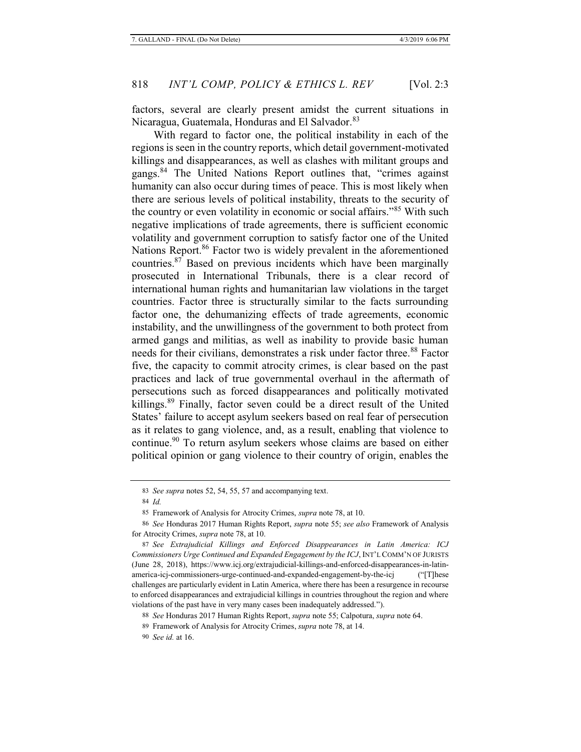factors, several are clearly present amidst the current situations in Nicaragua, Guatemala, Honduras and El Salvador.[83]

With regard to factor one, the political instability in each of the regions is seen in the country reports, which detail government-motivated killings and disappearances, as well as clashes with militant groups and gangs.[84] The United Nations Report outlines that, "crimes against humanity can also occur during times of peace. This is most likely when there are serious levels of political instability, threats to the security of the country or even volatility in economic or social affairs."[85] With such negative implications of trade agreements, there is sufficient economic volatility and government corruption to satisfy factor one of the United Nations Report.[86] Factor two is widely prevalent in the aforementioned countries.[87] Based on previous incidents which have been marginally prosecuted in International Tribunals, there is a clear record of international human rights and humanitarian law violations in the target countries. Factor three is structurally similar to the facts surrounding factor one, the dehumanizing effects of trade agreements, economic instability, and the unwillingness of the government to both protect from armed gangs and militias, as well as inability to provide basic human needs for their civilians, demonstrates a risk under factor three.[88] Factor five, the capacity to commit atrocity crimes, is clear based on the past practices and lack of true governmental overhaul in the aftermath of persecutions such as forced disappearances and politically motivated killings.[89] Finally, factor seven could be a direct result of the United States' failure to accept asylum seekers based on real fear of persecution as it relates to gang violence, and, as a result, enabling that violence to continue.[90] To return asylum seekers whose claims are based on either political opinion or gang violence to their country of origin, enables the

---

83 *See supra* notes 52, 54, 55, 57 and accompanying text.

84 *Id.*

85 Framework of Analysis for Atrocity Crimes, *supra* note 78, at 10.

86 *See* Honduras 2017 Human Rights Report, *supra* note 55; *see also* Framework of Analysis for Atrocity Crimes, *supra* note 78, at 10.

87 *See Extrajudicial Killings and Enforced Disappearances in Latin America: ICJ Commissioners Urge Continued and Expanded Engagement by the ICJ*, INT'L COMM'N OF JURISTS (June 28, 2018), https://www.icj.org/extrajudicial-killings-and-enforced-disappearances-in-latin-america-icj-commissioners-urge-continued-and-expanded-engagement-by-the-icj ("[T]hese challenges are particularly evident in Latin America, where there has been a resurgence in recourse to enforced disappearances and extrajudicial killings in countries throughout the region and where violations of the past have in very many cases been inadequately addressed.").

88 *See* Honduras 2017 Human Rights Report, *supra* note 55; Calpotura, *supra* note 64.

89 Framework of Analysis for Atrocity Crimes, *supra* note 78, at 14.

90 *See id.* at 16.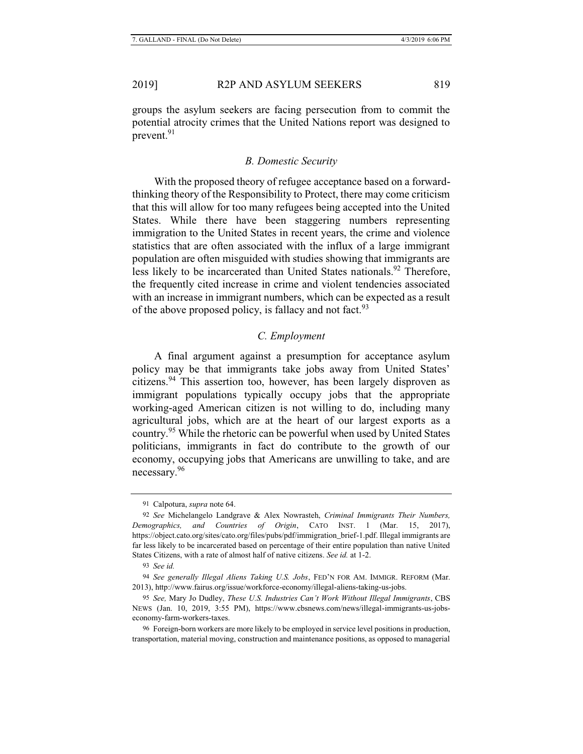groups the asylum seekers are facing persecution from to commit the potential atrocity crimes that the United Nations report was designed to prevent.[91]

### *B. Domestic Security*

With the proposed theory of refugee acceptance based on a forward-thinking theory of the Responsibility to Protect, there may come criticism that this will allow for too many refugees being accepted into the United States. While there have been staggering numbers representing immigration to the United States in recent years, the crime and violence statistics that are often associated with the influx of a large immigrant population are often misguided with studies showing that immigrants are less likely to be incarcerated than United States nationals.[92] Therefore, the frequently cited increase in crime and violent tendencies associated with an increase in immigrant numbers, which can be expected as a result of the above proposed policy, is fallacy and not fact.[93]

### *C. Employment*

A final argument against a presumption for acceptance asylum policy may be that immigrants take jobs away from United States' citizens.[94] This assertion too, however, has been largely disproven as immigrant populations typically occupy jobs that the appropriate working-aged American citizen is not willing to do, including many agricultural jobs, which are at the heart of our largest exports as a country.[95] While the rhetoric can be powerful when used by United States politicians, immigrants in fact do contribute to the growth of our economy, occupying jobs that Americans are unwilling to take, and are necessary.[96]

---

91 Calpotura, *supra* note 64.

92 *See* Michelangelo Landgrave & Alex Nowrasteh, *Criminal Immigrants Their Numbers, Demographics, and Countries of Origin*, CATO INST. 1 (Mar. 15, 2017), https://object.cato.org/sites/cato.org/files/pubs/pdf/immigration_brief-1.pdf. Illegal immigrants are far less likely to be incarcerated based on percentage of their entire population than native United States Citizens, with a rate of almost half of native citizens. *See id.* at 1-2.

93 *See id.*

94 *See generally Illegal Aliens Taking U.S. Jobs*, FED'N FOR AM. IMMIGR. REFORM (Mar. 2013), http://www.fairus.org/issue/workforce-economy/illegal-aliens-taking-us-jobs.

95 *See,* Mary Jo Dudley, *These U.S. Industries Can't Work Without Illegal Immigrants*, CBS NEWS (Jan. 10, 2019, 3:55 PM), https://www.cbsnews.com/news/illegal-immigrants-us-jobs-economy-farm-workers-taxes.

96 Foreign-born workers are more likely to be employed in service level positions in production, transportation, material moving, construction and maintenance positions, as opposed to managerial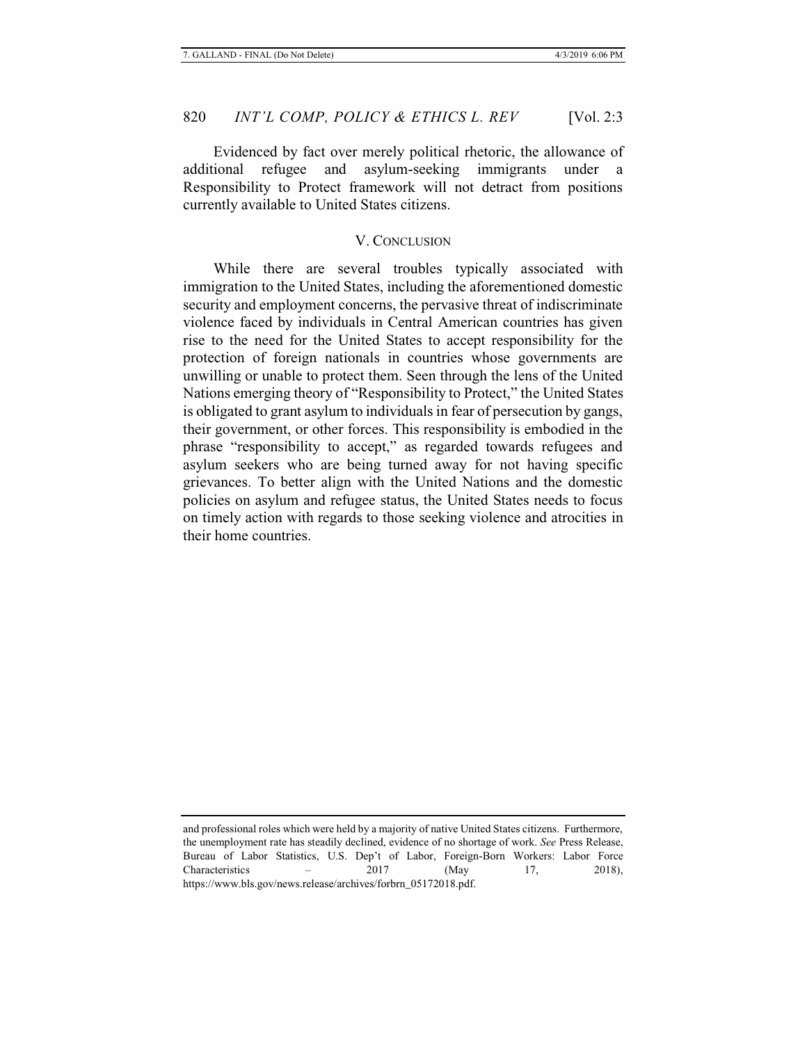Evidenced by fact over merely political rhetoric, the allowance of additional refugee and asylum-seeking immigrants under a Responsibility to Protect framework will not detract from positions currently available to United States citizens.

## V. CONCLUSION

While there are several troubles typically associated with immigration to the United States, including the aforementioned domestic security and employment concerns, the pervasive threat of indiscriminate violence faced by individuals in Central American countries has given rise to the need for the United States to accept responsibility for the protection of foreign nationals in countries whose governments are unwilling or unable to protect them. Seen through the lens of the United Nations emerging theory of "Responsibility to Protect," the United States is obligated to grant asylum to individuals in fear of persecution by gangs, their government, or other forces. This responsibility is embodied in the phrase "responsibility to accept," as regarded towards refugees and asylum seekers who are being turned away for not having specific grievances. To better align with the United Nations and the domestic policies on asylum and refugee status, the United States needs to focus on timely action with regards to those seeking violence and atrocities in their home countries.

---

and professional roles which were held by a majority of native United States citizens. Furthermore, the unemployment rate has steadily declined, evidence of no shortage of work. *See* Press Release, Bureau of Labor Statistics, U.S. Dep't of Labor, Foreign-Born Workers: Labor Force Characteristics – 2017 (May 17, 2018), https://www.bls.gov/news.release/archives/forbrn_05172018.pdf.